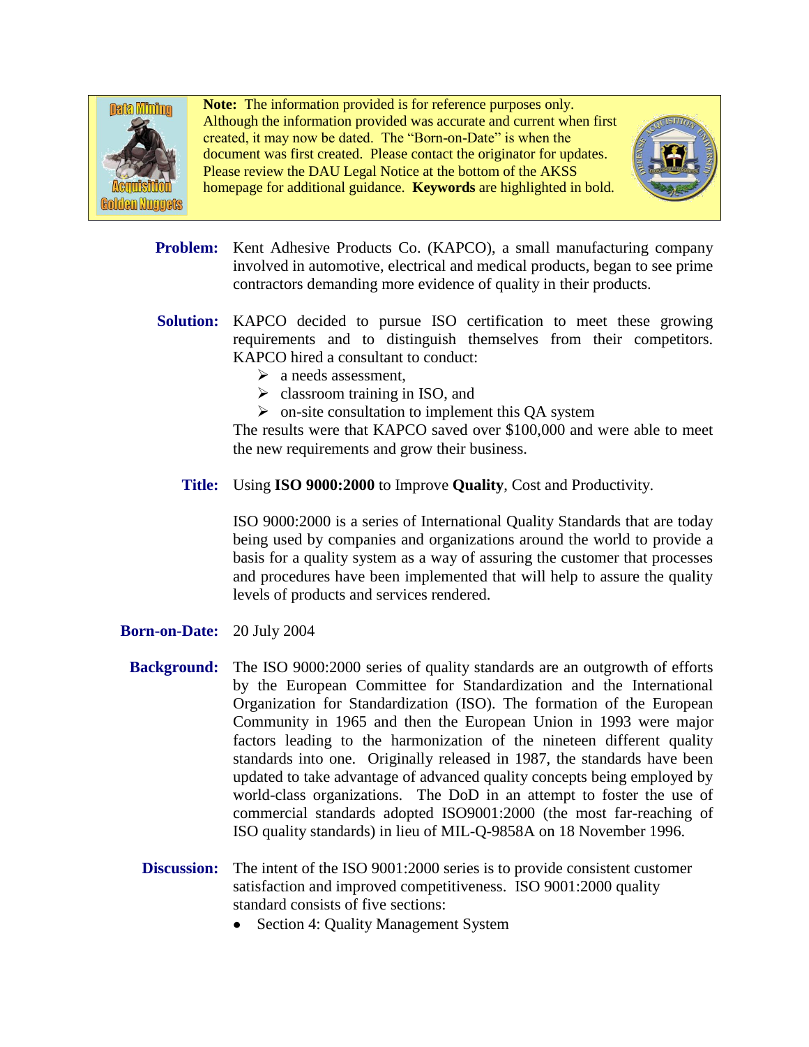**Note:** The information provided is for reference purposes only. Although the information provided was accurate and current when first created, it may now be dated. The "Born-on-Date" is when the document was first created. Please contact the originator for updates. Please review the DAU Legal Notice at the bottom of the AKSS homepage for additional guidance. **Keywords** are highlighted in bold.

**Problem:** Kent Adhesive Products Co. (KAPCO), a small manufacturing company involved in automotive, electrical and medical products, began to see prime contractors demanding more evidence of quality in their products.

**Solution:** KAPCO decided to pursue ISO certification to meet these growing requirements and to distinguish themselves from their competitors. KAPCO hired a consultant to conduct:

- a needs assessment,
- classroom training in ISO, and
- on-site consultation to implement this QA system

The results were that KAPCO saved over $100,000 and were able to meet the new requirements and grow their business.

**Title:** Using **ISO 9000:2000** to Improve **Quality**, Cost and Productivity.

ISO 9000:2000 is a series of International Quality Standards that are today being used by companies and organizations around the world to provide a basis for a quality system as a way of assuring the customer that processes and procedures have been implemented that will help to assure the quality levels of products and services rendered.

**Born-on-Date:** 20 July 2004

**Background:** The ISO 9000:2000 series of quality standards are an outgrowth of efforts by the European Committee for Standardization and the International Organization for Standardization (ISO). The formation of the European Community in 1965 and then the European Union in 1993 were major factors leading to the harmonization of the nineteen different quality standards into one. Originally released in 1987, the standards have been updated to take advantage of advanced quality concepts being employed by world-class organizations. The DoD in an attempt to foster the use of commercial standards adopted ISO9001:2000 (the most far-reaching of ISO quality standards) in lieu of MIL-Q-9858A on 18 November 1996.

**Discussion:** The intent of the ISO 9001:2000 series is to provide consistent customer satisfaction and improved competitiveness. ISO 9001:2000 quality standard consists of five sections:

- Section 4: Quality Management System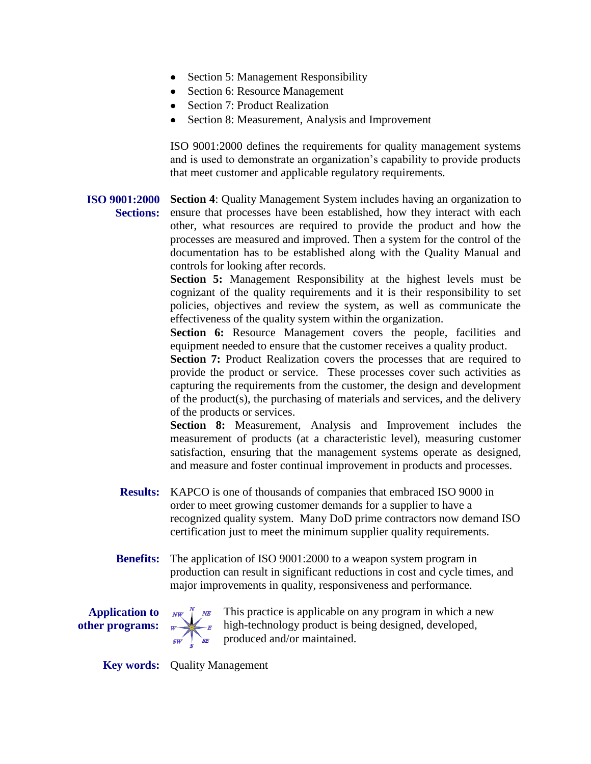- Section 5: Management Responsibility
- Section 6: Resource Management
- Section 7: Product Realization
- Section 8: Measurement, Analysis and Improvement

ISO 9001:2000 defines the requirements for quality management systems and is used to demonstrate an organization's capability to provide products that meet customer and applicable regulatory requirements.

**ISO 9001:2000 Sections:** **Section 4**: Quality Management System includes having an organization to ensure that processes have been established, how they interact with each other, what resources are required to provide the product and how the processes are measured and improved. Then a system for the control of the documentation has to be established along with the Quality Manual and controls for looking after records.

**Section 5:** Management Responsibility at the highest levels must be cognizant of the quality requirements and it is their responsibility to set policies, objectives and review the system, as well as communicate the effectiveness of the quality system within the organization.

**Section 6:** Resource Management covers the people, facilities and equipment needed to ensure that the customer receives a quality product.

**Section 7:** Product Realization covers the processes that are required to provide the product or service. These processes cover such activities as capturing the requirements from the customer, the design and development of the product(s), the purchasing of materials and services, and the delivery of the products or services.

**Section 8:** Measurement, Analysis and Improvement includes the measurement of products (at a characteristic level), measuring customer satisfaction, ensuring that the management systems operate as designed, and measure and foster continual improvement in products and processes.

**Results:** KAPCO is one of thousands of companies that embraced ISO 9000 in order to meet growing customer demands for a supplier to have a recognized quality system. Many DoD prime contractors now demand ISO certification just to meet the minimum supplier quality requirements.

**Benefits:** The application of ISO 9001:2000 to a weapon system program in production can result in significant reductions in cost and cycle times, and major improvements in quality, responsiveness and performance.

**Application to other programs:** This practice is applicable on any program in which a new high-technology product is being designed, developed, produced and/or maintained.

**Key words:** Quality Management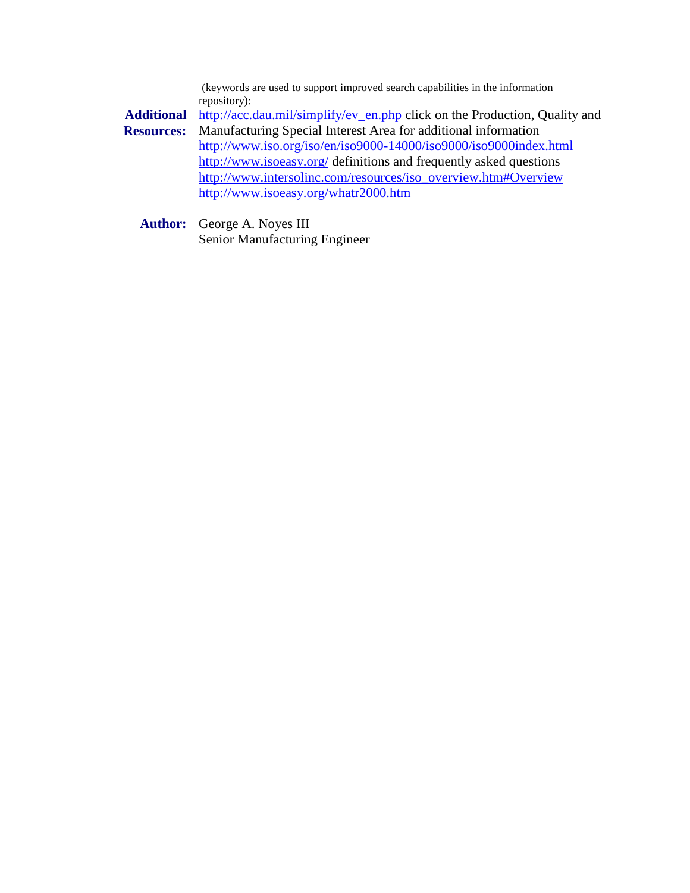(keywords are used to support improved search capabilities in the information repository):

**Additional Resources:** http://acc.dau.mil/simplify/ev_en.php click on the Production, Quality and Manufacturing Special Interest Area for additional information
http://www.iso.org/iso/en/iso9000-14000/iso9000/iso9000index.html
http://www.isoeasy.org/ definitions and frequently asked questions
http://www.intersolinc.com/resources/iso_overview.htm#Overview
http://www.isoeasy.org/whatr2000.htm

**Author:** George A. Noyes III
Senior Manufacturing Engineer